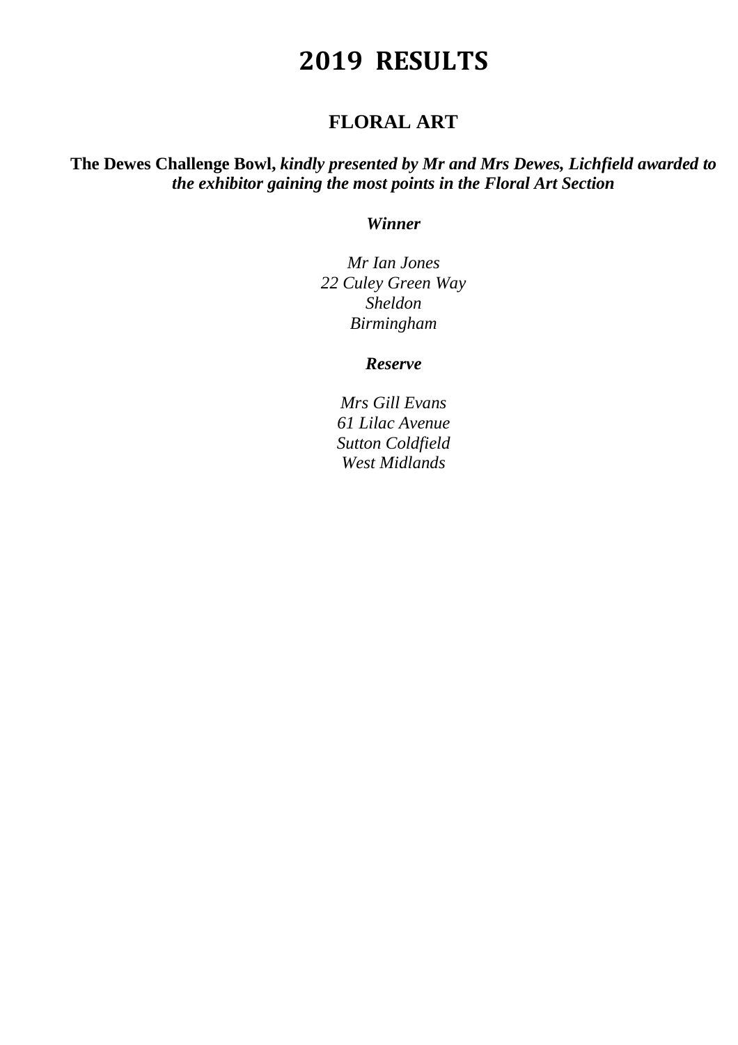# 2019 RESULTS

## FLORAL ART

**The Dewes Challenge Bowl,** ***kindly presented by Mr and Mrs Dewes, Lichfield awarded to the exhibitor gaining the most points in the Floral Art Section***

***Winner***

*Mr Ian Jones*
*22 Culey Green Way*
*Sheldon*
*Birmingham*

***Reserve***

*Mrs Gill Evans*
*61 Lilac Avenue*
*Sutton Coldfield*
*West Midlands*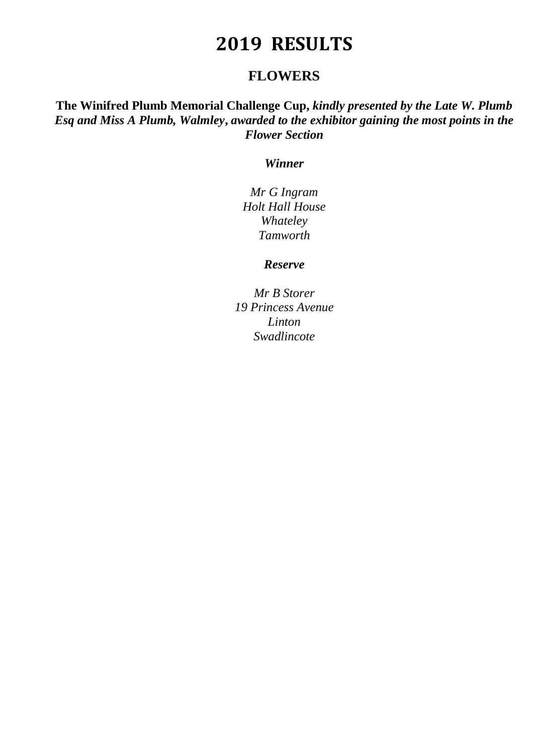# 2019 RESULTS

## FLOWERS

**The Winifred Plumb Memorial Challenge Cup,** ***kindly presented by the Late W. Plumb Esq and Miss A Plumb, Walmley, awarded to the exhibitor gaining the most points in the Flower Section***

***Winner***

*Mr G Ingram*
*Holt Hall House*
*Whateley*
*Tamworth*

***Reserve***

*Mr B Storer*
*19 Princess Avenue*
*Linton*
*Swadlincote*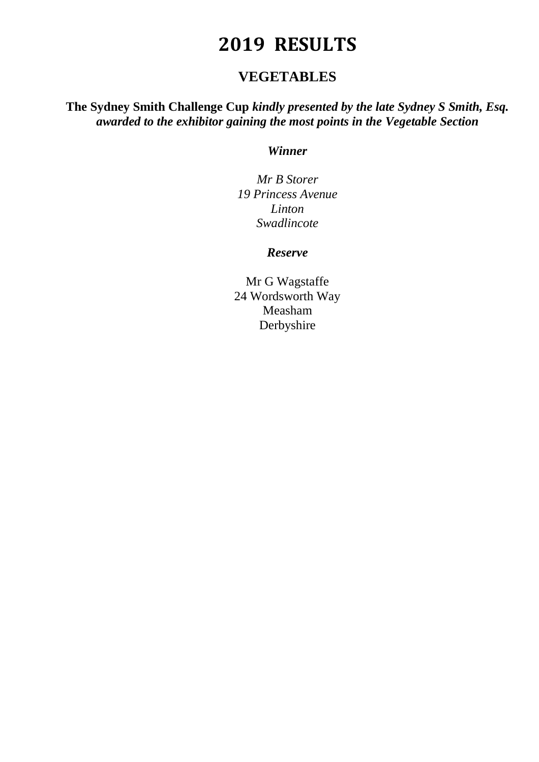# 2019 RESULTS

## VEGETABLES

**The Sydney Smith Challenge Cup** ***kindly presented by the late Sydney S Smith, Esq. awarded to the exhibitor gaining the most points in the Vegetable Section***

***Winner***

*Mr B Storer*
*19 Princess Avenue*
*Linton*
*Swadlincote*

***Reserve***

Mr G Wagstaffe
24 Wordsworth Way
Measham
Derbyshire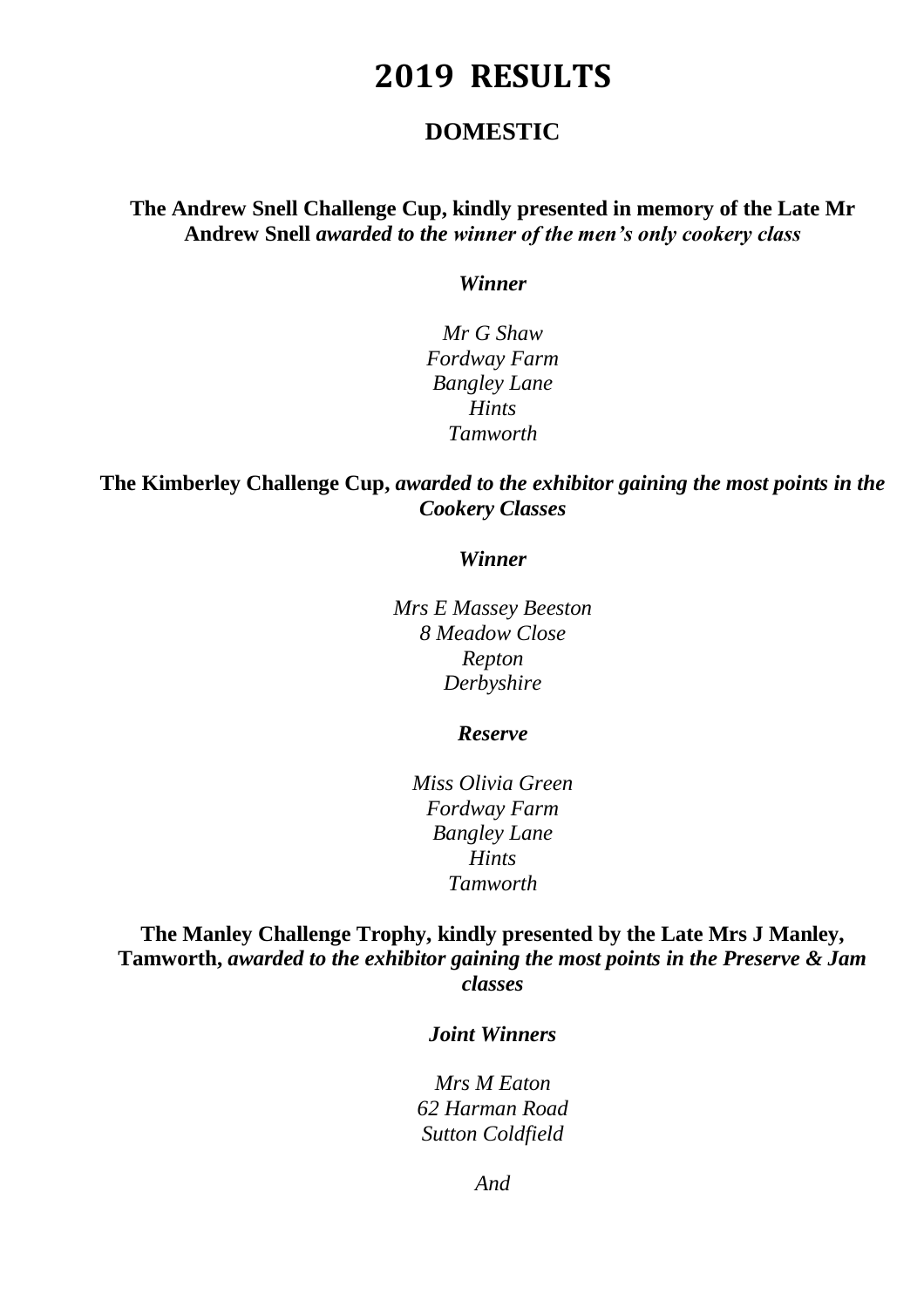# 2019 RESULTS

## DOMESTIC

**The Andrew Snell Challenge Cup, kindly presented in memory of the Late Mr Andrew Snell** ***awarded to the winner of the men's only cookery class***

***Winner***

*Mr G Shaw*
*Fordway Farm*
*Bangley Lane*
*Hints*
*Tamworth*

**The Kimberley Challenge Cup,** ***awarded to the exhibitor gaining the most points in the Cookery Classes***

***Winner***

*Mrs E Massey Beeston*
*8 Meadow Close*
*Repton*
*Derbyshire*

***Reserve***

*Miss Olivia Green*
*Fordway Farm*
*Bangley Lane*
*Hints*
*Tamworth*

**The Manley Challenge Trophy, kindly presented by the Late Mrs J Manley, Tamworth,** ***awarded to the exhibitor gaining the most points in the Preserve & Jam classes***

***Joint Winners***

*Mrs M Eaton*
*62 Harman Road*
*Sutton Coldfield*

*And*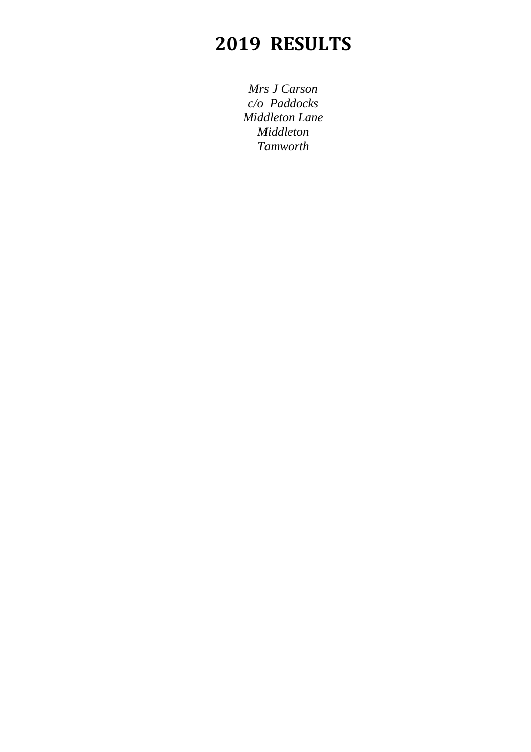# 2019 RESULTS

*Mrs J Carson*
*c/o Paddocks*
*Middleton Lane*
*Middleton*
*Tamworth*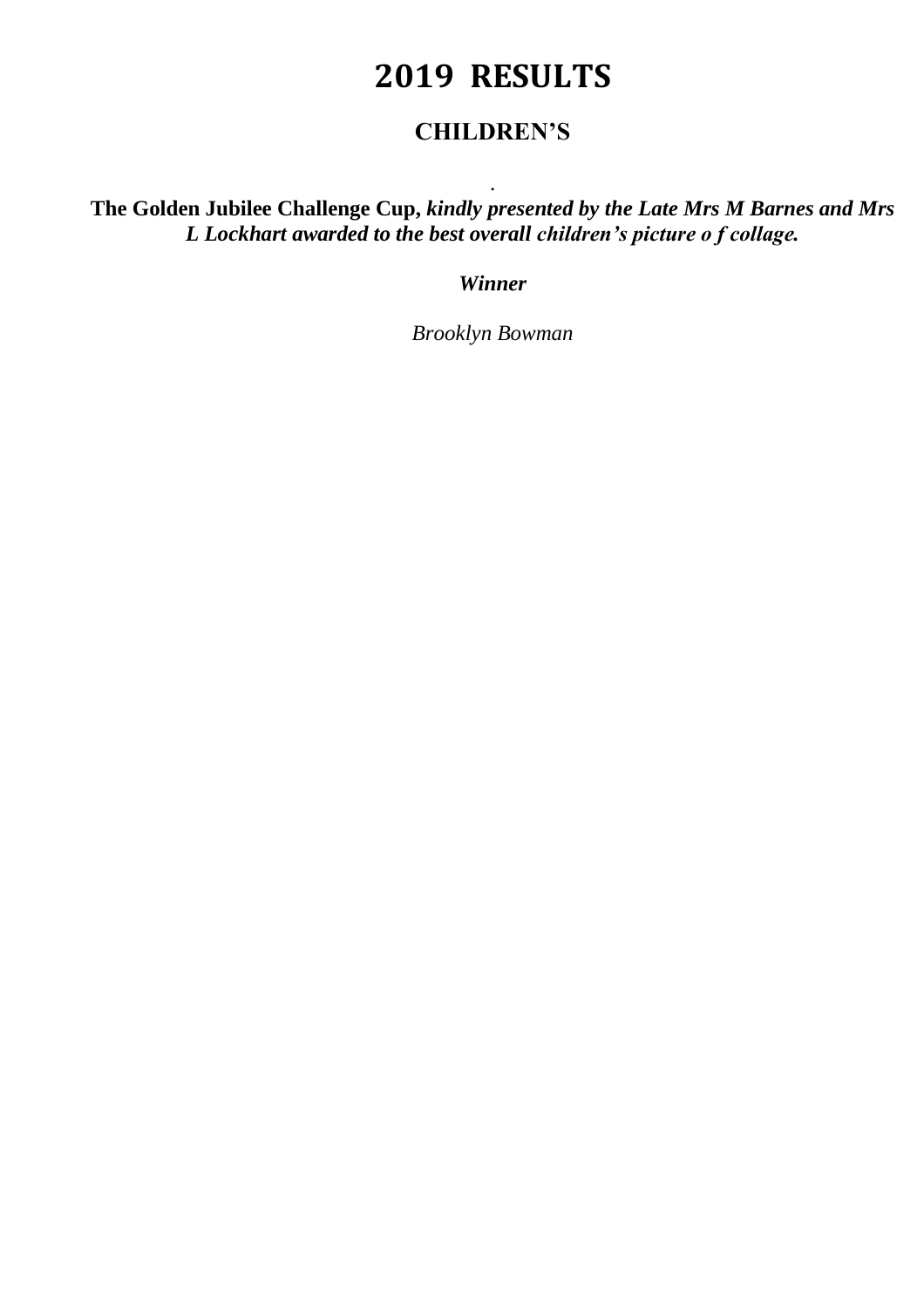# 2019 RESULTS

## CHILDREN'S

.

**The Golden Jubilee Challenge Cup,** ***kindly presented by the Late Mrs M Barnes and Mrs L Lockhart awarded to the best overall children's picture o f collage.***

***Winner***

*Brooklyn Bowman*